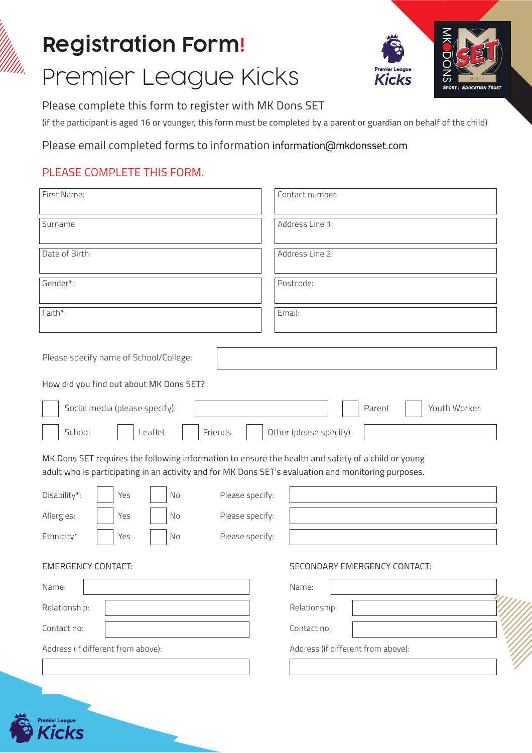# Registration Form!

# Premier League Kicks

Please complete this form to register with MK Dons SET

(if the participant is aged 16 or younger, this form must be completed by a parent or guardian on behalf of the child)

Please email completed forms to information information@mkdonsset.com

PLEASE COMPLETE THIS FORM.

| | |
|---|---|
| First Name: | Contact number: |
| Surname: | Address Line 1: |
| Date of Birth: | Address Line 2: |
| Gender*: | Postcode: |
| Faith*: | Email: |

Please specify name of School/College:

How did you find out about MK Dons SET?

- [ ] Social media (please specify):
- [ ] Parent
- [ ] Youth Worker
- [ ] School
- [ ] Leaflet
- [ ] Friends
- [ ] Other (please specify)

MK Dons SET requires the following information to ensure the health and safety of a child or young adult who is participating in an activity and for MK Dons SET's evaluation and monitoring purposes.

| | | | |
|---|---|---|---|
| Disability*: | Yes | No | Please specify: |
| Allergies: | Yes | No | Please specify: |
| Ethnicity* | Yes | No | Please specify: |

| EMERGENCY CONTACT: | SECONDARY EMERGENCY CONTACT: |
|---|---|
| Name: | Name: |
| Relationship: | Relationship: |
| Contact no: | Contact no: |
| Address (if different from above): | Address (if different from above): |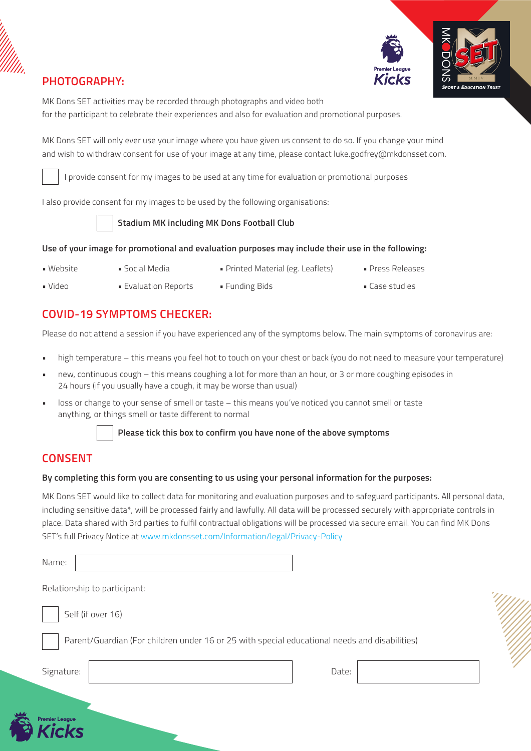## PHOTOGRAPHY:

MK Dons SET activities may be recorded through photographs and video both for the participant to celebrate their experiences and also for evaluation and promotional purposes.

MK Dons SET will only ever use your image where you have given us consent to do so. If you change your mind and wish to withdraw consent for use of your image at any time, please contact luke.godfrey@mkdonsset.com.

☐ I provide consent for my images to be used at any time for evaluation or promotional purposes

I also provide consent for my images to be used by the following organisations:

☐ **Stadium MK including MK Dons Football Club**

**Use of your image for promotional and evaluation purposes may include their use in the following:**

- Website
- Social Media
- Printed Material (eg. Leaflets)
- Press Releases
- Video
- Evaluation Reports
- Funding Bids
- Case studies

## COVID-19 SYMPTOMS CHECKER:

Please do not attend a session if you have experienced any of the symptoms below. The main symptoms of coronavirus are:

- high temperature – this means you feel hot to touch on your chest or back (you do not need to measure your temperature)
- new, continuous cough – this means coughing a lot for more than an hour, or 3 or more coughing episodes in 24 hours (if you usually have a cough, it may be worse than usual)
- loss or change to your sense of smell or taste – this means you've noticed you cannot smell or taste anything, or things smell or taste different to normal

☐ **Please tick this box to confirm you have none of the above symptoms**

## CONSENT

**By completing this form you are consenting to us using your personal information for the purposes:**

MK Dons SET would like to collect data for monitoring and evaluation purposes and to safeguard participants. All personal data, including sensitive data*, will be processed fairly and lawfully. All data will be processed securely with appropriate controls in place. Data shared with 3rd parties to fulfil contractual obligations will be processed via secure email. You can find MK Dons SET's full Privacy Notice at www.mkdonsset.com/Information/legal/Privacy-Policy

Name: ____________________

Relationship to participant:

☐ Self (if over 16)

☐ Parent/Guardian (For children under 16 or 25 with special educational needs and disabilities)

Signature: ____________________ Date: ____________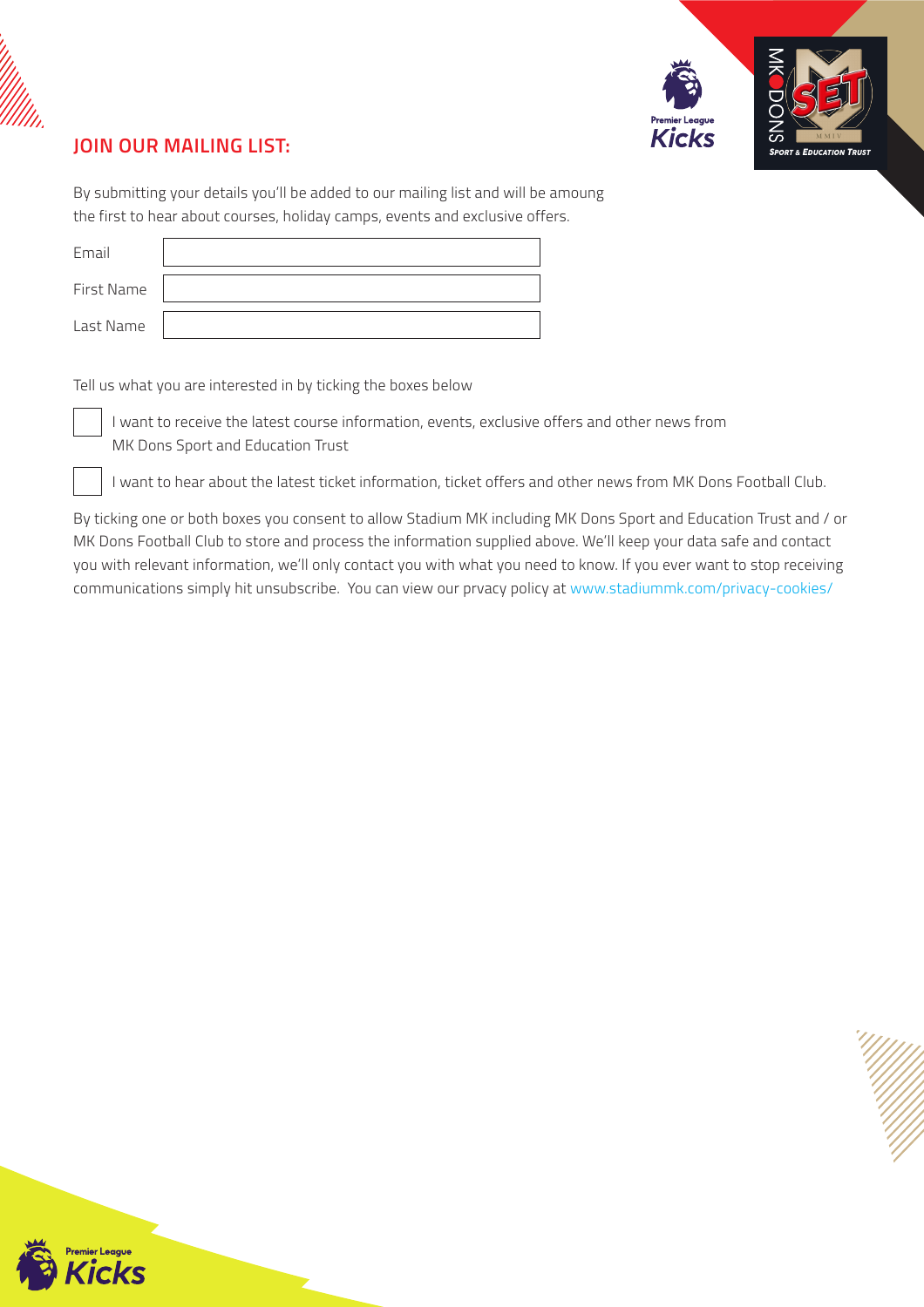## JOIN OUR MAILING LIST:

By submitting your details you'll be added to our mailing list and will be amoung the first to hear about courses, holiday camps, events and exclusive offers.

| | |
|---|---|
| Email | |
| First Name | |
| Last Name | |

Tell us what you are interested in by ticking the boxes below

☐ I want to receive the latest course information, events, exclusive offers and other news from MK Dons Sport and Education Trust

☐ I want to hear about the latest ticket information, ticket offers and other news from MK Dons Football Club.

By ticking one or both boxes you consent to allow Stadium MK including MK Dons Sport and Education Trust and / or MK Dons Football Club to store and process the information supplied above. We'll keep your data safe and contact you with relevant information, we'll only contact you with what you need to know. If you ever want to stop receiving communications simply hit unsubscribe. You can view our prvacy policy at www.stadiummk.com/privacy-cookies/